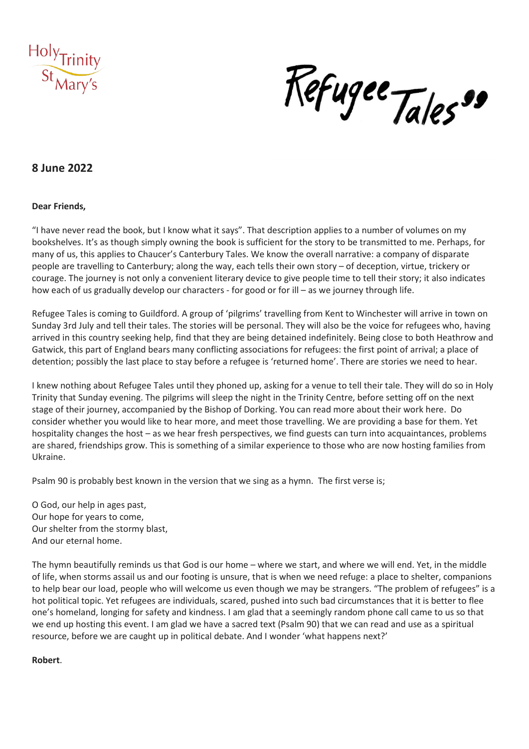Holy Trinity St Mary's

Refugee Tales

**8 June 2022**

**Dear Friends,**

"I have never read the book, but I know what it says". That description applies to a number of volumes on my bookshelves. It's as though simply owning the book is sufficient for the story to be transmitted to me. Perhaps, for many of us, this applies to Chaucer's Canterbury Tales. We know the overall narrative: a company of disparate people are travelling to Canterbury; along the way, each tells their own story – of deception, virtue, trickery or courage. The journey is not only a convenient literary device to give people time to tell their story; it also indicates how each of us gradually develop our characters - for good or for ill – as we journey through life.

Refugee Tales is coming to Guildford. A group of 'pilgrims' travelling from Kent to Winchester will arrive in town on Sunday 3rd July and tell their tales. The stories will be personal. They will also be the voice for refugees who, having arrived in this country seeking help, find that they are being detained indefinitely. Being close to both Heathrow and Gatwick, this part of England bears many conflicting associations for refugees: the first point of arrival; a place of detention; possibly the last place to stay before a refugee is 'returned home'. There are stories we need to hear.

I knew nothing about Refugee Tales until they phoned up, asking for a venue to tell their tale. They will do so in Holy Trinity that Sunday evening. The pilgrims will sleep the night in the Trinity Centre, before setting off on the next stage of their journey, accompanied by the Bishop of Dorking. You can read more about their work here. Do consider whether you would like to hear more, and meet those travelling. We are providing a base for them. Yet hospitality changes the host – as we hear fresh perspectives, we find guests can turn into acquaintances, problems are shared, friendships grow. This is something of a similar experience to those who are now hosting families from Ukraine.

Psalm 90 is probably best known in the version that we sing as a hymn. The first verse is;

O God, our help in ages past,  
Our hope for years to come,  
Our shelter from the stormy blast,  
And our eternal home.

The hymn beautifully reminds us that God is our home – where we start, and where we will end. Yet, in the middle of life, when storms assail us and our footing is unsure, that is when we need refuge: a place to shelter, companions to help bear our load, people who will welcome us even though we may be strangers. "The problem of refugees" is a hot political topic. Yet refugees are individuals, scared, pushed into such bad circumstances that it is better to flee one's homeland, longing for safety and kindness. I am glad that a seemingly random phone call came to us so that we end up hosting this event. I am glad we have a sacred text (Psalm 90) that we can read and use as a spiritual resource, before we are caught up in political debate. And I wonder 'what happens next?'

**Robert**.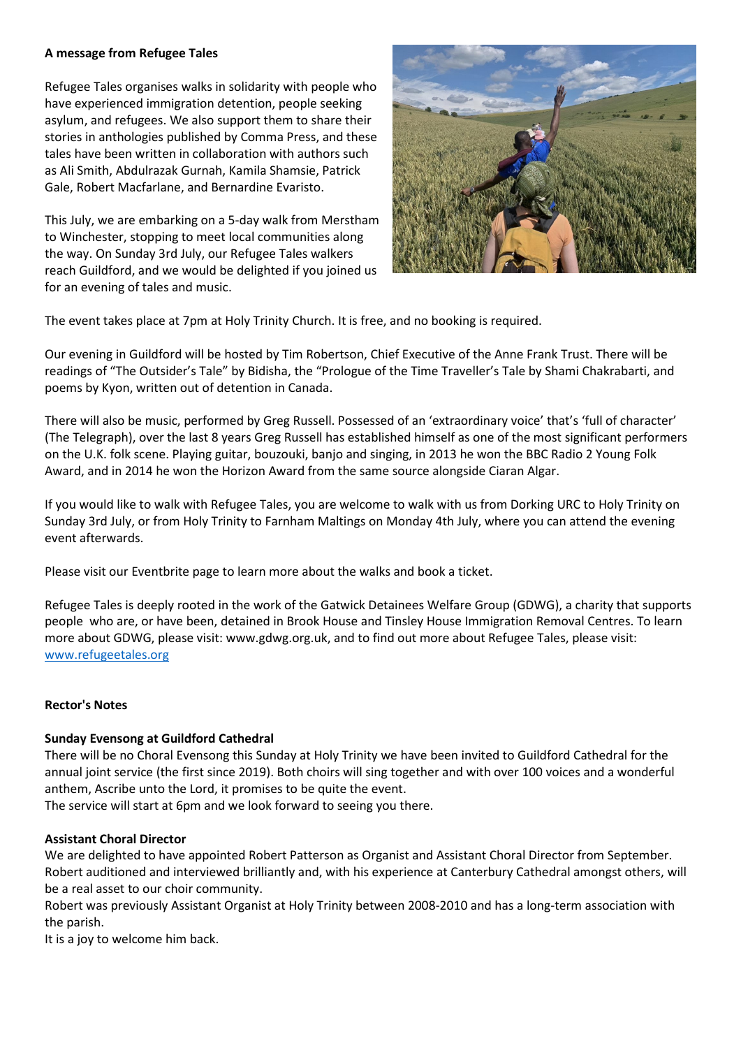**A message from Refugee Tales**

Refugee Tales organises walks in solidarity with people who have experienced immigration detention, people seeking asylum, and refugees. We also support them to share their stories in anthologies published by Comma Press, and these tales have been written in collaboration with authors such as Ali Smith, Abdulrazak Gurnah, Kamila Shamsie, Patrick Gale, Robert Macfarlane, and Bernardine Evaristo.

This July, we are embarking on a 5-day walk from Merstham to Winchester, stopping to meet local communities along the way. On Sunday 3rd July, our Refugee Tales walkers reach Guildford, and we would be delighted if you joined us for an evening of tales and music.

The event takes place at 7pm at Holy Trinity Church. It is free, and no booking is required.

Our evening in Guildford will be hosted by Tim Robertson, Chief Executive of the Anne Frank Trust. There will be readings of "The Outsider's Tale" by Bidisha, the "Prologue of the Time Traveller's Tale by Shami Chakrabarti, and poems by Kyon, written out of detention in Canada.

There will also be music, performed by Greg Russell. Possessed of an 'extraordinary voice' that's 'full of character' (The Telegraph), over the last 8 years Greg Russell has established himself as one of the most significant performers on the U.K. folk scene. Playing guitar, bouzouki, banjo and singing, in 2013 he won the BBC Radio 2 Young Folk Award, and in 2014 he won the Horizon Award from the same source alongside Ciaran Algar.

If you would like to walk with Refugee Tales, you are welcome to walk with us from Dorking URC to Holy Trinity on Sunday 3rd July, or from Holy Trinity to Farnham Maltings on Monday 4th July, where you can attend the evening event afterwards.

Please visit our Eventbrite page to learn more about the walks and book a ticket.

Refugee Tales is deeply rooted in the work of the Gatwick Detainees Welfare Group (GDWG), a charity that supports people who are, or have been, detained in Brook House and Tinsley House Immigration Removal Centres. To learn more about GDWG, please visit: www.gdwg.org.uk, and to find out more about Refugee Tales, please visit: www.refugeetales.org

**Rector's Notes**

**Sunday Evensong at Guildford Cathedral**

There will be no Choral Evensong this Sunday at Holy Trinity we have been invited to Guildford Cathedral for the annual joint service (the first since 2019). Both choirs will sing together and with over 100 voices and a wonderful anthem, Ascribe unto the Lord, it promises to be quite the event.
The service will start at 6pm and we look forward to seeing you there.

**Assistant Choral Director**

We are delighted to have appointed Robert Patterson as Organist and Assistant Choral Director from September. Robert auditioned and interviewed brilliantly and, with his experience at Canterbury Cathedral amongst others, will be a real asset to our choir community.
Robert was previously Assistant Organist at Holy Trinity between 2008-2010 and has a long-term association with the parish.
It is a joy to welcome him back.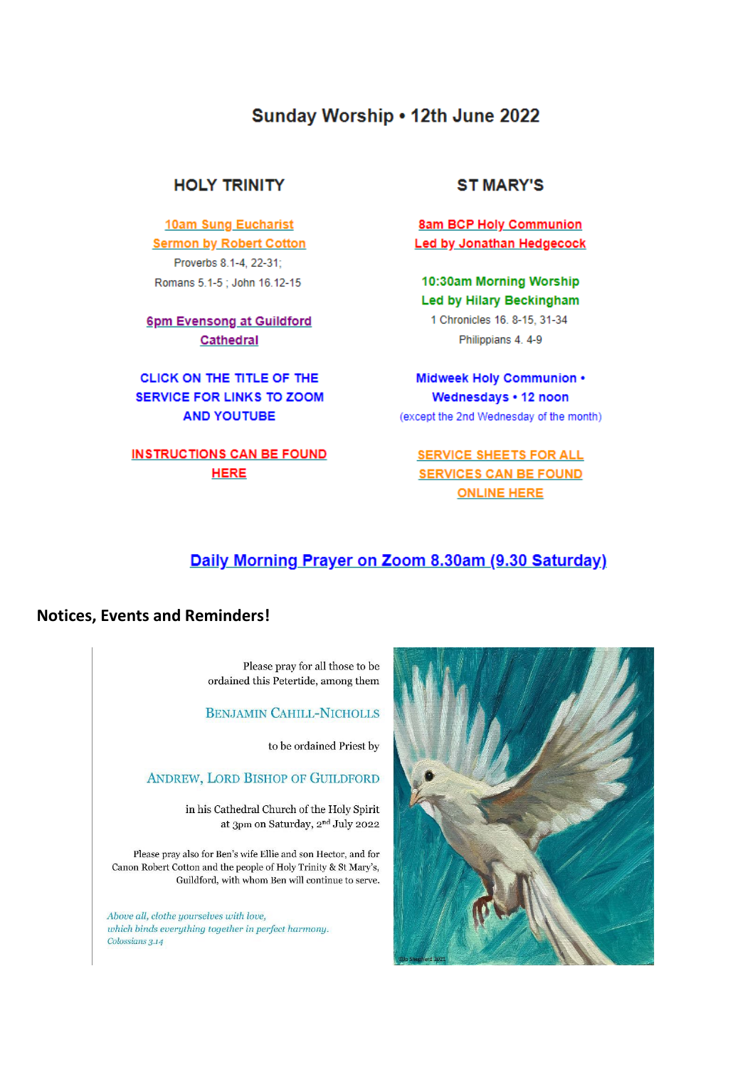# Sunday Worship • 12th June 2022

## HOLY TRINITY

**10am Sung Eucharist**
**Sermon by Robert Cotton**

Proverbs 8.1-4, 22-31;
Romans 5.1-5 ; John 16.12-15

**6pm Evensong at Guildford Cathedral**

**CLICK ON THE TITLE OF THE SERVICE FOR LINKS TO ZOOM AND YOUTUBE**

**INSTRUCTIONS CAN BE FOUND HERE**

## ST MARY'S

**8am BCP Holy Communion**
**Led by Jonathan Hedgecock**

**10:30am Morning Worship**
**Led by Hilary Beckingham**

1 Chronicles 16. 8-15, 31-34
Philippians 4. 4-9

**Midweek Holy Communion • Wednesdays • 12 noon**
(except the 2nd Wednesday of the month)

**SERVICE SHEETS FOR ALL SERVICES CAN BE FOUND ONLINE HERE**

**Daily Morning Prayer on Zoom 8.30am (9.30 Saturday)**

## Notices, Events and Reminders!

Please pray for all those to be ordained this Petertide, among them

BENJAMIN CAHILL-NICHOLLS

to be ordained Priest by

ANDREW, LORD BISHOP OF GUILDFORD

in his Cathedral Church of the Holy Spirit
at 3pm on Saturday, 2nd July 2022

Please pray also for Ben's wife Ellie and son Hector, and for Canon Robert Cotton and the people of Holy Trinity & St Mary's, Guildford, with whom Ben will continue to serve.

*Above all, clothe yourselves with love,*
*which binds everything together in perfect harmony.*
*Colossians 3.14*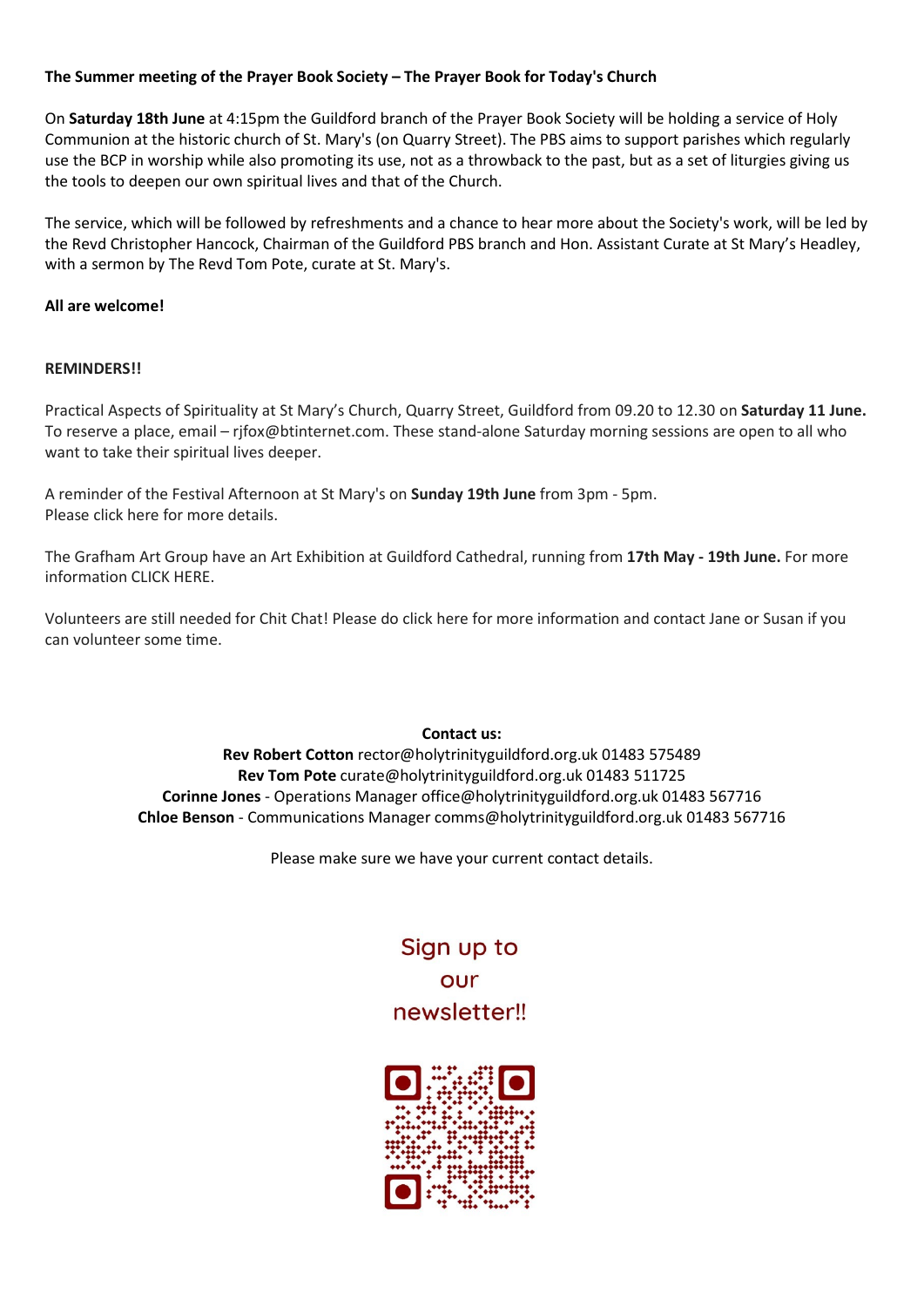**The Summer meeting of the Prayer Book Society – The Prayer Book for Today's Church**

On **Saturday 18th June** at 4:15pm the Guildford branch of the Prayer Book Society will be holding a service of Holy Communion at the historic church of St. Mary's (on Quarry Street). The PBS aims to support parishes which regularly use the BCP in worship while also promoting its use, not as a throwback to the past, but as a set of liturgies giving us the tools to deepen our own spiritual lives and that of the Church.

The service, which will be followed by refreshments and a chance to hear more about the Society's work, will be led by the Revd Christopher Hancock, Chairman of the Guildford PBS branch and Hon. Assistant Curate at St Mary's Headley, with a sermon by The Revd Tom Pote, curate at St. Mary's.

**All are welcome!**

**REMINDERS!!**

Practical Aspects of Spirituality at St Mary's Church, Quarry Street, Guildford from 09.20 to 12.30 on **Saturday 11 June.** To reserve a place, email – rjfox@btinternet.com. These stand-alone Saturday morning sessions are open to all who want to take their spiritual lives deeper.

A reminder of the Festival Afternoon at St Mary's on **Sunday 19th June** from 3pm - 5pm.
Please click here for more details.

The Grafham Art Group have an Art Exhibition at Guildford Cathedral, running from **17th May - 19th June.** For more information CLICK HERE.

Volunteers are still needed for Chit Chat! Please do click here for more information and contact Jane or Susan if you can volunteer some time.

**Contact us:**
**Rev Robert Cotton** rector@holytrinityguildford.org.uk 01483 575489
**Rev Tom Pote** curate@holytrinityguildford.org.uk 01483 511725
**Corinne Jones** - Operations Manager office@holytrinityguildford.org.uk 01483 567716
**Chloe Benson** - Communications Manager comms@holytrinityguildford.org.uk 01483 567716

Please make sure we have your current contact details.

Sign up to our newsletter!!